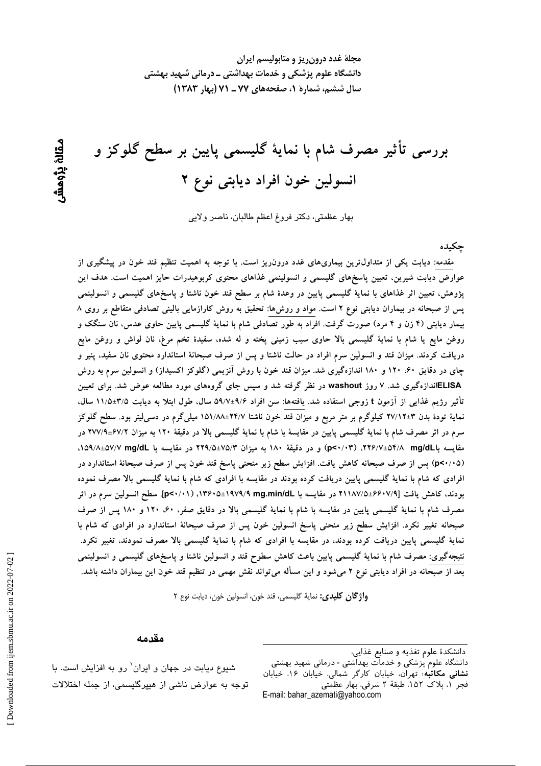# بررسی تأثیر مصرف شام با نمایهٔ گلیسمی پایین بر سطح گلوکز و انسولین خون افراد دیابتی نوع ۲

مقالهٔ پژوهشی

بهار عظمتی، دکتر فروغ اعظم طالبان، ناصر ولایی

## چکیده

مقدمه: دیابت یکی از متداول‌ترین بیماری‌های غدد درون‌ریز است. با توجه به اهمیت تنظیم قند خون در پیشگیری از عوارض دیابت شیرین، تعیین پاسخ‌های گلیسمی و انسولینمی غذاهای محتوی کربوهیدرات حایز اهمیت است. هدف این پژوهش، تعیین اثر غذاهای با نمایهٔ گلیسمی پایین در وعدهٔ شام بر سطح قند خون ناشتا و پاسخ‌های گلیسمی و انسولینمی پس از صبحانه در بیماران دیابتی نوع ۲ است. مواد و روش‌ها: تحقیق به روش کارازمایی بالینی تصادفی متقاطع بر روی ۸ بیمار دیابتی (۴ زن و ۴ مرد) صورت گرفت. افراد به طور تصادفی شام با نمایهٔ گلیسمی پایین حاوی عدس، نان سنگک و روغن مایع یا شام با نمایهٔ گلیسمی بالا حاوی سیب زمینی پخته و له شده، سفیدهٔ تخم مرغ، نان لواش و روغن مایع دریافت کردند. میزان قند و انسولین سرم افراد در حالت ناشتا و پس از صرف صبحانهٔ استاندارد محتوی نان سفید، پنیر و چای در دقایق ۶۰، ۱۲۰ و ۱۸۰ اندازه‌گیری شد. میزان قند خون با روش آنزیمی (گلوکز اکسیداز) و انسولین سرم به روش ELISAاندازه‌گیری شد. ۷ روز washout در نظر گرفته شد و سپس جای گروه‌های مورد مطالعه عوض شد. برای تعیین تأثیر رژیم غذایی از آزمون t زوجی استفاده شد. یافته‌ها: سن افراد ۵۹/۷±۹/۶ سال، طول ابتلا به دیابت ۱۱/۵±۳/۵ سال، نمایهٔ تودهٔ بدن ۲۷/۱۲±۳ کیلوگرم بر متر مربع و میزان قند خون ناشتا ۱۵۱/۸۸±۲۴/۷ میلی‌گرم در دسی‌لیتر بود. سطح گلوکز سرم در اثر مصرف شام با نمایهٔ گلیسمی پایین در مقایسهٔ با شام با نمایهٔ گلیسمی بالا در دقیقهٔ ۱۲۰ به میزان ۲۷۷/۹±۶۷/۲ در مقایسه با ۲۲۶/۷±۵۴/۸ mg/dL، (p<۰/۰۳) و در دقیقهٔ ۱۸۰ به میزان ۲۲۹/۵±۷۵/۳ در مقایسه با ۱۵۹/۸±۵۷/۷ mg/dL، (p<۰/۰۵) پس از صرف صبحانه کاهش یافت. افزایش سطح زیر منحنی پاسخ قند خون پس از صرف صبحانهٔ استاندارد در افرادی که شام با نمایهٔ گلیسمی پایین دریافت کرده بودند در مقایسه با افرادی که شام با نمایهٔ گلیسمی بالا مصرف نموده بودند، کاهش یافت [۲۱۱۸۷/۵±۶۶۰۷/۹ در مقایسه با ۱۳۶۰۵±۱۹۷۹/۹ mg.min/dL، (p<۰/۰۱)]. سطح انسولین سرم در اثر مصرف شام با نمایهٔ گلیسمی پایین در مقایسه با شام با نمایهٔ گلیسمی بالا در دقایق صفر، ۶۰، ۱۲۰ و ۱۸۰ پس از صرف صبحانه تغییر نکرد. افزایش سطح زیر منحنی پاسخ انسولین خون پس از صرف صبحانهٔ استاندارد در افرادی که شام با نمایهٔ گلیسمی پایین دریافت کرده بودند، در مقایسه با افرادی که شام با نمایهٔ گلیسمی بالا مصرف نمودند، تغییر نکرد. نتیجه‌گیری: مصرف شام با نمایهٔ گلیسمی پایین باعث کاهش سطوح قند و انسولین ناشتا و پاسخ‌های گلیسمی و انسولینمی بعد از صبحانه در افراد دیابتی نوع ۲ می‌شود و این مسأله می‌تواند نقش مهمی در تنظیم قند خون این بیماران داشته باشد.

**واژگان کلیدی:** نمایهٔ گلیسمی، قند خون، انسولین خون، دیابت نوع ۲

## مقدمه

شیوع دیابت در جهان و ایران[1] رو به افزایش است. با توجه به عوارض ناشی از هیپرگلیسمی، از جمله اختلالات

---

دانشکدهٔ علوم تغذیه و صنایع غذایی،
دانشگاه علوم پزشکی و خدمات بهداشتی - درمانی شهید بهشتی
**نشانی مکاتبه:** تهران، خیابان کارگر شمالی، خیابان ۱۶، خیابان فجر ۱، پلاک ۱۵۲، طبقهٔ ۲ شرقی، بهار عظمتی
E-mail: bahar_azemati@yahoo.com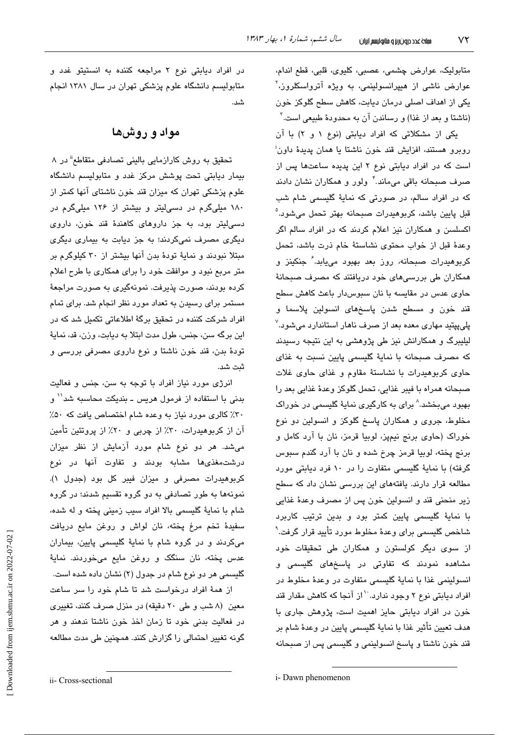متابولیک، عوارض چشمی، عصبی، کلیوی، قلبی، قطع اندام، عوارض ناشی از هیپرانسولینمی، به ویژه آترواسکلروز.[2] یکی از اهداف اصلی درمان دیابت، کاهش سطح گلوکز خون (ناشتا و بعد از غذا) و رساندن آن به محدودهٔ طبیعی است.[3]

یکی از مشکلاتی که افراد دیابتی (نوع ۱ و ۲) با آن روبرو هستند، افزایش قند خون ناشتا یا همان پدیدهٔ داون[i] است که در افراد دیابتی نوع ۲ این پدیده ساعت‌ها پس از صرف صبحانه باقی می‌ماند.[4] ولور و همکاران نشان دادند که در افراد سالم، در صورتی که نمایهٔ گلیسمی شام شب قبل پایین باشد، کربوهیدرات صبحانه بهتر تحمل می‌شود.[5] اکسلسن و همکاران نیز اعلام کردند که در افراد سالم اگر وعدهٔ قبل از خواب محتوی نشاستهٔ خام ذرت باشد، تحمل کربوهیدرات صبحانه، روز بعد بهبود می‌یابد.[6] جنکینز و همکاران طی بررسی‌های خود دریافتند که مصرف صبحانهٔ حاوی عدس در مقایسه با نان سبوس‌دار باعث کاهش سطح قند خون و مسطح شدن پاسخ‌های انسولین پلاسما و پلی‌پپتید مهاری معده بعد از صرف ناهار استاندارد می‌شود.[7] لیلیبرگ و همکارانش نیز طی پژوهشی به این نتیجه رسیدند که مصرف صبحانه با نمایهٔ گلیسمی پایین نسبت به غذای حاوی کربوهیدرات با نشاستهٔ مقاوم و غذای حاوی غلات صبحانه همراه با فیبر غذایی، تحمل گلوکز وعدهٔ غذایی بعد را بهبود می‌بخشد.[8] برای به کارگیری نمایهٔ گلیسمی در خوراک مخلوط، جروی و همکاران پاسخ گلوکز و انسولین دو نوع خوراک (حاوی برنج نیم‌پز، لوبیا قرمز، نان با آرد کامل و برنج پخته، لوبیا قرمز چرخ شده و نان با آرد گندم سبوس گرفته) با نمایهٔ گلیسمی متفاوت را در ۱۰ فرد دیابتی مورد مطالعه قرار دارند. یافته‌های این بررسی نشان داد که سطح زیر منحنی قند و انسولین خون پس از مصرف وعدهٔ غذایی با نمایهٔ گلیسمی پایین کمتر بود و بدین ترتیب کاربرد شاخص گلیسمی برای وعدهٔ مخلوط مورد تأیید قرار گرفت.[9] از سوی دیگر کولستون و همکاران طی تحقیقات خود مشاهده نمودند که تفاوتی در پاسخ‌های گلیسمی و انسولینمی غذا با نمایهٔ گلیسمی متفاوت در وعدهٔ مخلوط در افراد دیابتی نوع ۲ وجود ندارد.[10] از آنجا که کاهش مقدار قند خون در افراد دیابتی حایز اهمیت است، پژوهش جاری با هدف تعیین تأثیر غذا با نمایهٔ گلیسمی پایین در وعدهٔ شام بر قند خون ناشتا و پاسخ انسولینمی و گلیسمی پس از صبحانه در افراد دیابتی نوع ۲ مراجعه کننده به انستیتو غدد و متابولیسم دانشگاه علوم پزشکی تهران در سال ۱۳۸۱ انجام شد.

## مواد و روش‌ها

تحقیق به روش کارازمایی بالینی تصادفی متقاطع[ii] در ۸ بیمار دیابتی تحت پوشش مرکز غدد و متابولیسم دانشگاه علوم پزشکی تهران که میزان قند خون ناشتای آنها کمتر از ۱۸۰ میلی‌گرم در دسی‌لیتر و بیشتر از ۱۲۶ میلی‌گرم در دسی‌لیتر بود، به جز داروهای کاهندهٔ قند خون، داروی دیگری مصرف نمی‌کردند؛ به جز دیابت به بیماری دیگری مبتلا نبودند و نمایهٔ تودهٔ بدن آنها بیشتر از ۳۰ کیلوگرم بر متر مربع نبود و موافقت خود را برای همکاری با طرح اعلام کرده بودند، صورت پذیرفت. نمونه‌گیری به صورت مراجعهٔ مستمر برای رسیدن به تعداد مورد نظر انجام شد. برای تمام افراد شرکت کننده در تحقیق برگهٔ اطلاعاتی تکمیل شد که در این برگه سن، جنس، طول مدت ابتلا به دیابت، وزن، قد، نمایهٔ تودهٔ بدن، قند خون ناشتا و نوع داروی مصرفی بررسی و ثبت شد.

انرژی مورد نیاز افراد با توجه به سن، جنس و فعالیت بدنی با استفاده از فرمول هریس ـ بندیکت محاسبه شد[11] و ۳۰٪ کالری مورد نیاز به وعده شام اختصاص یافت که ۵۰٪ آن از کربوهیدرات، ۳۰٪ از چربی و ۲۰٪ از پروتئین تأمین می‌شد. هر دو نوع شام مورد آزمایش از نظر میزان درشت‌مغذی‌ها مشابه بودند و تفاوت آنها در نوع کربوهیدرات مصرفی و میزان فیبر کل بود (جدول ۱). نمونه‌ها به طور تصادفی به دو گروه تقسیم شدند؛ در گروه شام با نمایهٔ گلیسمی بالا افراد سیب زمینی پخته و له شده، سفیدهٔ تخم مرغ پخته، نان لواش و روغن مایع دریافت می‌کردند و در گروه شام با نمایهٔ گلیسمی پایین، بیماران عدس پخته، نان سنگک و روغن مایع می‌خوردند. نمایهٔ گلیسمی هر دو نوع شام در جدول (۲) نشان داده شده است.

از همهٔ افراد درخواست شد تا شام خود را سر ساعت معین (۸ شب و طی ۲۰ دقیقه) در منزل صرف کنند، تغییری در فعالیت بدنی خود تا زمان اخذ خون ناشتا ندهند و هر گونه تغییر احتمالی را گزارش کنند. همچنین طی مدت مطالعه

i- Dawn phenomenon

ii- Cross-sectional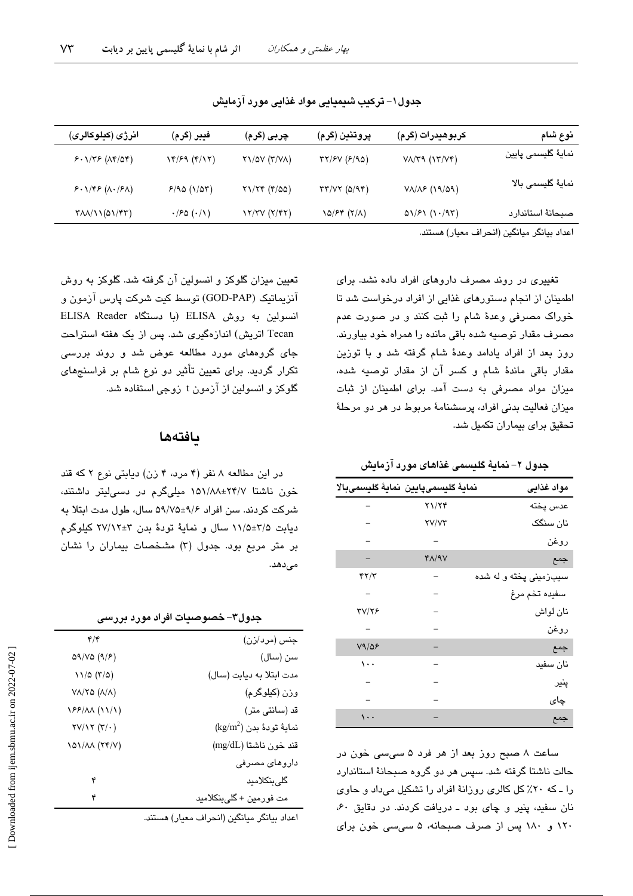جدول۱- ترکیب شیمیایی مواد غذایی مورد آزمایش

| نوع شام | کربوهیدرات (گرم) | پروتئین (گرم) | چربی (گرم) | فیبر (گرم) | انرژی (کیلوکالری) |
|---|---|---|---|---|---|
| نمایهٔ گلیسمی پایین | ۷۸/۳۹ (۱۳/۷۴) | ۳۲/۶۷ (۶/۹۵) | ۲۱/۵۷ (۳/۷۸) | ۱۴/۶۹ (۴/۱۲) | ۶۰۱/۳۶ (۸۴/۵۴) |
| نمایهٔ گلیسمی بالا | ۷۸/۸۶ (۱۹/۵۹) | ۳۳/۷۲ (۵/۹۴) | ۲۱/۲۴ (۴/۵۵) | ۶/۹۵ (۱/۵۳) | ۶۰۱/۴۶ (۸۰/۶۸) |
| صبحانهٔ استاندارد | ۵۱/۶۱ (۱۰/۹۳) | ۱۵/۶۴ (۲/۸) | ۱۲/۳۷ (۲/۴۲) | ۰/۶۵ (۰/۱) | ۳۸۸/۱۱(۵۱/۴۳) |

اعداد بیانگر میانگین (انحراف معیار) هستند.

تغییری در روند مصرف داروهای افراد داده نشد. برای اطمینان از انجام دستورهای غذایی از افراد درخواست شد تا خوراک مصرفی وعدهٔ شام را ثبت کنند و در صورت عدم مصرف مقدار توصیه شده باقی مانده را همراه خود بیاورند. روز بعد از افراد یادامد وعدهٔ شام گرفته شد و با توزین مقدار باقی ماندهٔ شام و کسر آن از مقدار توصیه شده، میزان مواد مصرفی به دست آمد. برای اطمینان از ثبات میزان فعالیت بدنی افراد، پرسشنامهٔ مربوط در هر دو مرحلهٔ تحقیق برای بیماران تکمیل شد.

جدول ۲- نمایهٔ گلیسمی غذاهای مورد آزمایش

| مواد غذایی | نمایهٔ گلیسمی‌پایین | نمایهٔ گلیسمی‌بالا |
|---|---|---|
| عدس پخته | ۲۱/۲۴ | – |
| نان سنگک | ۲۷/۷۳ | – |
| روغن | – | – |
| جمع | ۴۸/۹۷ | – |
| سیب‌زمینی پخته و له شده | – | ۴۲/۳ |
| سفیده تخم مرغ | – | – |
| نان لواش | – | ۳۷/۲۶ |
| روغن | – | – |
| جمع | – | ۷۹/۵۶ |
| نان سفید | – | ۱۰۰ |
| پنیر | – | – |
| چای | – | – |
| جمع | – | ۱۰۰ |

ساعت ۸ صبح روز بعد از هر فرد ۵ سی‌سی خون در حالت ناشتا گرفته شد. سپس هر دو گروه صبحانهٔ استاندارد را ـ که ۲۰٪ کل کالری روزانهٔ افراد را تشکیل می‌داد و حاوی نان سفید، پنیر و چای بود ـ دریافت کردند. در دقایق ۶۰، ۱۲۰ و ۱۸۰ پس از صرف صبحانه، ۵ سی‌سی خون برای تعیین میزان گلوکز و انسولین آن گرفته شد. گلوکز به روش آنزیماتیک (GOD-PAP) توسط کیت شرکت پارس آزمون و انسولین به روش ELISA (با دستگاه ELISA Reader Tecan اتریش) اندازه‌گیری شد. پس از یک هفته استراحت جای گروه‌های مورد مطالعه عوض شد و روند بررسی تکرار گردید. برای تعیین تأثیر دو نوع شام بر فراسنج‌های گلوکز و انسولین از آزمون t زوجی استفاده شد.

## یافته‌ها

در این مطالعه ۸ نفر (۴ مرد، ۴ زن) دیابتی نوع ۲ که قند خون ناشتا ۲۴/۷±۱۵۱/۸۸ میلی‌گرم در دسی‌لیتر داشتند، شرکت کردند. سن افراد ۹/۶±۵۹/۷۵ سال، طول مدت ابتلا به دیابت ۳/۵±۱۱/۵ سال و نمایهٔ تودهٔ بدن ۳±۲۷/۱۲ کیلوگرم بر متر مربع بود. جدول (۳) مشخصات بیماران را نشان می‌دهد.

جدول۳- خصوصیات افراد مورد بررسی

| | |
|---|---|
| جنس (مرد/زن) | ۴/۴ |
| سن (سال) | ۵۹/۷۵ (۹/۶) |
| مدت ابتلا به دیابت (سال) | ۱۱/۵ (۳/۵) |
| وزن (کیلوگرم) | ۷۸/۲۵ (۸/۸) |
| قد (سانتی متر) | ۱۶۶/۸۸ (۱۱/۱) |
| نمایهٔ تودهٔ بدن ($kg/m^2$) | ۲۷/۱۲ (۳/۰) |
| قند خون ناشتا (mg/dL) | ۱۵۱/۸۸ (۲۴/۷) |
| داروهای مصرفی | |
| گلی‌بنکلامید | ۴ |
| مت فورمین + گلی‌بنکلامید | ۴ |

اعداد بیانگر میانگین (انحراف معیار) هستند.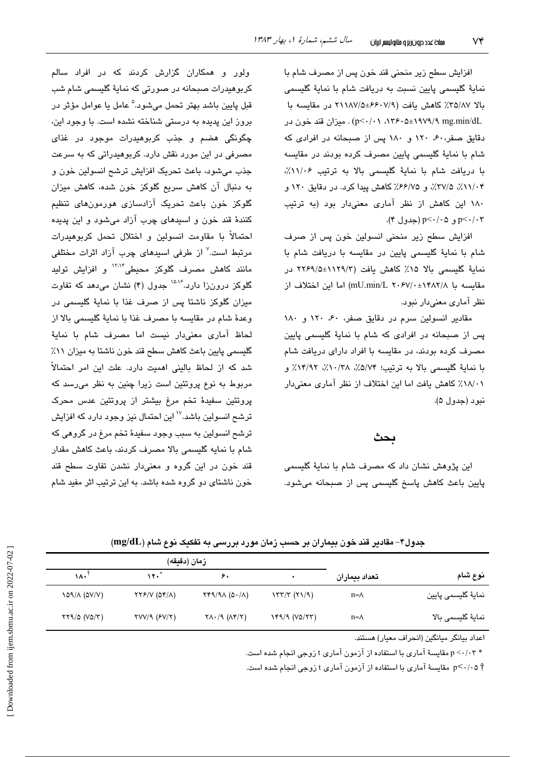افزایش سطح زیر منحنی قند خون پس از مصرف شام با نمایهٔ گلیسمی پایین نسبت به دریافت شام با نمایهٔ گلیسمی بالا ۳۵/۸۷٪ کاهش یافت (۲۱۱۸۷/۵±۶۶۰۷/۹ در مقایسه با ۱۳۶۰۵±۱۹۷۹/۹ mg.min/dL، $p<0.01$) . میزان قند خون در دقایق صفر، ۶۰، ۱۲۰ و ۱۸۰ پس از صبحانه در افرادی که شام با نمایهٔ گلیسمی پایین مصرف کرده بودند در مقایسه با دریافت شام با نمایهٔ گلیسمی بالا به ترتیب ۱۱/۰۶٪، ۱۱/۰۴٪، ۳۷/۵٪، و ۶۶/۷۵٪ کاهش پیدا کرد. در دقایق ۱۲۰ و ۱۸۰ این کاهش از نظر آماری معنی‌دار بود (به ترتیب $p<0.03$ و $p<0.05$) (جدول ۴).

افزایش سطح زیر منحنی انسولین خون پس از صرف شام با نمایهٔ گلیسمی پایین در مقایسه با دریافت شام با نمایهٔ گلیسمی بالا ۱۵٪ کاهش یافت (۲۲۶۹/۵±۱۱۲۹/۳ در مقایسه با ۲۰۶۷/۰±۱۴۸۲/۸ mU.min/L) اما این اختلاف از نظر آماری معنی‌دار نبود.

مقادیر انسولین سرم در دقایق صفر، ۶۰، ۱۲۰ و ۱۸۰ پس از صبحانه در افرادی که شام با نمایهٔ گلیسمی پایین مصرف کرده بودند، در مقایسه با افراد دارای دریافت شام با نمایهٔ گلیسمی بالا به ترتیب؛ ۵/۷۴٪، ۱۰/۳۸٪، ۱۴/۹۲٪ و ۱۸/۰۱٪ کاهش یافت اما این اختلاف از نظر آماری معنی‌دار نبود (جدول ۵).

## بحث

این پژوهش نشان داد که مصرف شام با نمایهٔ گلیسمی پایین باعث کاهش پاسخ گلیسمی پس از صبحانه می‌شود.

ولور و همکاران گزارش کردند که در افراد سالم کربوهیدرات صبحانه در صورتی که نمایهٔ گلیسمی شام شب قبل پایین باشد بهتر تحمل می‌شود.[5] عامل یا عوامل مؤثر در بروز این پدیده به درستی شناخته نشده است. با وجود این، چگونگی هضم و جذب کربوهیدرات موجود در غذای مصرفی در این مورد نقش دارد. کربوهیدراتی که به سرعت جذب می‌شود، باعث تحریک افزایش ترشح انسولین خون و به دنبال آن کاهش سریع گلوکز خون شده، کاهش میزان گلوکز خون باعث تحریک آزادسازی هورمون‌های تنظیم کنندهٔ قند خون و اسیدهای چرب آزاد می‌شود و این پدیده احتمالاً با مقاومت انسولین و اختلال تحمل کربوهیدرات مرتبط است.[7] از طرفی اسیدهای چرب آزاد اثرات مختلفی مانند کاهش مصرف گلوکز محیطی[13،14] و افزایش تولید گلوکز درون‌زا دارد.[15،16] جدول (۴) نشان می‌دهد که تفاوت میزان گلوکز ناشتا پس از صرف غذا با نمایهٔ گلیسمی در وعدهٔ شام در مقایسه با مصرف غذا با نمایهٔ گلیسمی بالا از لحاظ آماری معنی‌دار نیست اما مصرف شام با نمایهٔ گلیسمی پایین باعث کاهش سطح قند خون ناشتا به میزان ۱۱٪ شد که از لحاظ بالینی اهمیت دارد. علت این امر احتمالاً مربوط به نوع پروتئین است زیرا چنین به نظر می‌رسد که پروتئین سفیدهٔ تخم مرغ بیشتر از پروتئین عدس محرک ترشح انسولین باشد.[17] این احتمال نیز وجود دارد که افزایش ترشح انسولین به سبب وجود سفیدهٔ تخم مرغ در گروهی که شام با نمایه گلیسمی بالا مصرف کردند، باعث کاهش مقدار قند خون در این گروه و معنی‌دار نشدن تفاوت سطح قند خون ناشتای دو گروه شده باشد. به این ترتیب اثر مفید شام

جدول۴- مقادیر قند خون بیماران بر حسب زمان مورد بررسی به تفکیک نوع شام (mg/dL)

| نوع شام | تعداد بیماران | زمان (دقیقه) ۰ | ۶۰ | ۱۲۰* | ۱۸۰† |
|---|---|---|---|---|---|
| نمایهٔ گلیسمی پایین | n=۸ | ۱۳۳/۳ (۲۱/۹) | ۲۴۹/۹۸ (۵۰/۸) | ۲۲۶/۷ (۵۴/۸) | ۱۵۹/۸ (۵۷/۷) |
| نمایهٔ گلیسمی بالا | n=۸ | ۱۴۹/۹ (۷۵/۲۳) | ۲۸۰/۹ (۸۴/۲) | ۲۷۷/۹ (۶۷/۲) | ۲۲۹/۵ (۷۵/۳) |

اعداد بیانگر میانگین (انحراف معیار) هستند.

* $p<0.03$ مقایسهٔ آماری با استفاده از آزمون آماری t زوجی انجام شده است.

† $p<0.05$ مقایسهٔ آماری با استفاده از آزمون آماری t زوجی انجام شده است.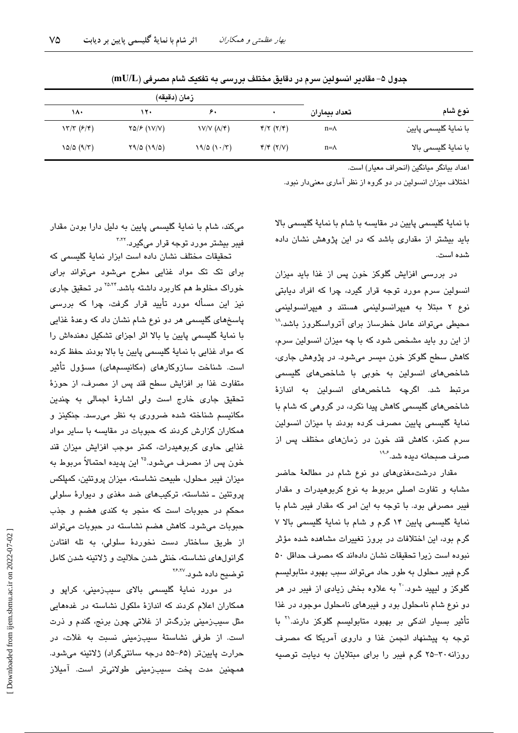جدول ۵- مقادیر انسولین سرم در دقایق مختلف بررسی به تفکیک شام مصرفی (mU/L)

| نوع شام | تعداد بیماران | زمان (دقیقه) | | | |
|---|---|---|---|---|---|
| | | ۰ | ۶۰ | ۱۲۰ | ۱۸۰ |
| با نمایهٔ گلیسمی پایین | n=۸ | ۴/۲ (۲/۴) | ۱۷/۷ (۸/۴) | ۲۵/۶ (۱۷/۷) | ۱۳/۳ (۶/۴) |
| با نمایهٔ گلیسمی بالا | n=۸ | ۴/۴ (۲/۷) | ۱۹/۵ (۱۰/۳) | ۲۹/۵ (۱۹/۵) | ۱۵/۵ (۹/۳) |

اعداد بیانگر میانگین (انحراف معیار) است.

اختلاف میزان انسولین در دو گروه از نظر آماری معنی‌دار نبود.

با نمایهٔ گلیسمی پایین در مقایسه با شام با نمایهٔ گلیسمی بالا باید بیشتر از مقداری باشد که در این پژوهش نشان داده شده است.

در بررسی افزایش گلوکز خون پس از غذا باید میزان انسولین سرم مورد توجه قرار گیرد، چرا که افراد دیابتی نوع ۲ مبتلا به هیپرانسولینمی هستند و هیپرانسولینمی محیطی می‌تواند عامل خطرساز برای آترواسکلروز باشد،[18] از این رو باید مشخص شود که با چه میزان انسولین سرم، کاهش سطح گلوکز خون میسر می‌شود. در پژوهش جاری، شاخص‌های انسولین به خوبی با شاخص‌های گلیسمی مرتبط شد. اگرچه شاخص‌های انسولین به اندازهٔ شاخص‌های گلیسمی کاهش پیدا نکرد، در گروهی که شام با نمایهٔ گلیسمی پایین مصرف کرده بودند با میزان انسولین سرم کمتر، کاهش قند خون در زمان‌های مختلف پس از صرف صبحانه دیده شد.[19,6]

مقدار درشت‌مغذی‌های دو نوع شام در مطالعهٔ حاضر مشابه و تفاوت اصلی مربوط به نوع کربوهیدرات و مقدار فیبر مصرفی بود. با توجه به این امر که مقدار فیبر شام با نمایهٔ گلیسمی پایین ۱۴ گرم و شام با نمایهٔ گلیسمی بالا ۷ گرم بود، این اختلافات در بروز تغییرات مشاهده شده مؤثر نبوده است زیرا تحقیقات نشان داده‌اند که مصرف حداقل ۵۰ گرم فیبر محلول به طور حاد می‌تواند سبب بهبود متابولیسم گلوکز و لیپید شود.[20] به علاوه بخش زیادی از فیبر در هر دو نوع شام نامحلول بود و فیبرهای نامحلول موجود در غذا تأثیر بسیار اندکی بر بهبود متابولیسم گلوکز دارند.[21] با توجه به پیشنهاد انجمن غذا و داروی آمریکا که مصرف روزانه ۳۰-۲۵ گرم فیبر را برای مبتلایان به دیابت توصیه می‌کند، شام با نمایهٔ گلیسمی پایین به دلیل دارا بودن مقدار فیبر بیشتر مورد توجه قرار می‌گیرد.[3,22]

تحقیقات مختلف نشان داده است ابزار نمایهٔ گلیسمی که برای تک تک مواد غذایی مطرح می‌شود می‌تواند برای خوراک مخلوط هم کاربرد داشته باشد.[25,24] در تحقیق جاری نیز این مسأله مورد تأیید قرار گرفت، چرا که بررسی پاسخ‌های گلیسمی هر دو نوع شام نشان داد که وعدهٔ غذایی با نمایهٔ گلیسمی پایین یا بالا اثر اجزای تشکیل دهنده‌اش را که مواد غذایی با نمایهٔ گلیسمی پایین یا بالا بودند حفظ کرده است. شناخت سازوکارهای (مکانیسم‌های) مسؤول تأثیر متفاوت غذا بر افزایش سطح قند پس از مصرف، از حوزهٔ تحقیق جاری خارج است ولی اشارهٔ اجمالی به چندین مکانیسم شناخته شده ضروری به نظر می‌رسد. جنکینز و همکاران گزارش کردند که حبوبات در مقایسه با سایر مواد غذایی حاوی کربوهیدرات، کمتر موجب افزایش میزان قند خون پس از مصرف می‌شود.[25] این پدیده احتمالاً مربوط به میزان فیبر محلول، طبیعت نشاسته، میزان پروتئین، کمپلکس پروتئین ـ نشاسته، ترکیب‌های ضد مغذی و دیوارهٔ سلولی محکم در حبوبات است که منجر به کندی هضم و جذب حبوبات می‌شود. کاهش هضم نشاسته در حبوبات می‌تواند از طریق ساختار دست نخوردهٔ سلولی، به تله افتادن گرانول‌های نشاسته، خنثی شدن حلالیت و ژلاتینه شدن کامل توضیح داده شود.[26,27]

در مورد نمایهٔ گلیسمی بالای سیب‌زمینی، کراپو و همکاران اعلام کردند که اندازهٔ ملکول نشاسته در غده‌هایی مثل سیب‌زمینی بزرگ‌تر از غلاتی چون برنج، گندم و ذرت است. از طرفی نشاستهٔ سیب‌زمینی نسبت به غلات، در حرارت پایین‌تر (۶۵-۵۵ درجه سانتی‌گراد) ژلاتینه می‌شود. همچنین مدت پخت سیب‌زمینی طولانی‌تر است. آمیلاز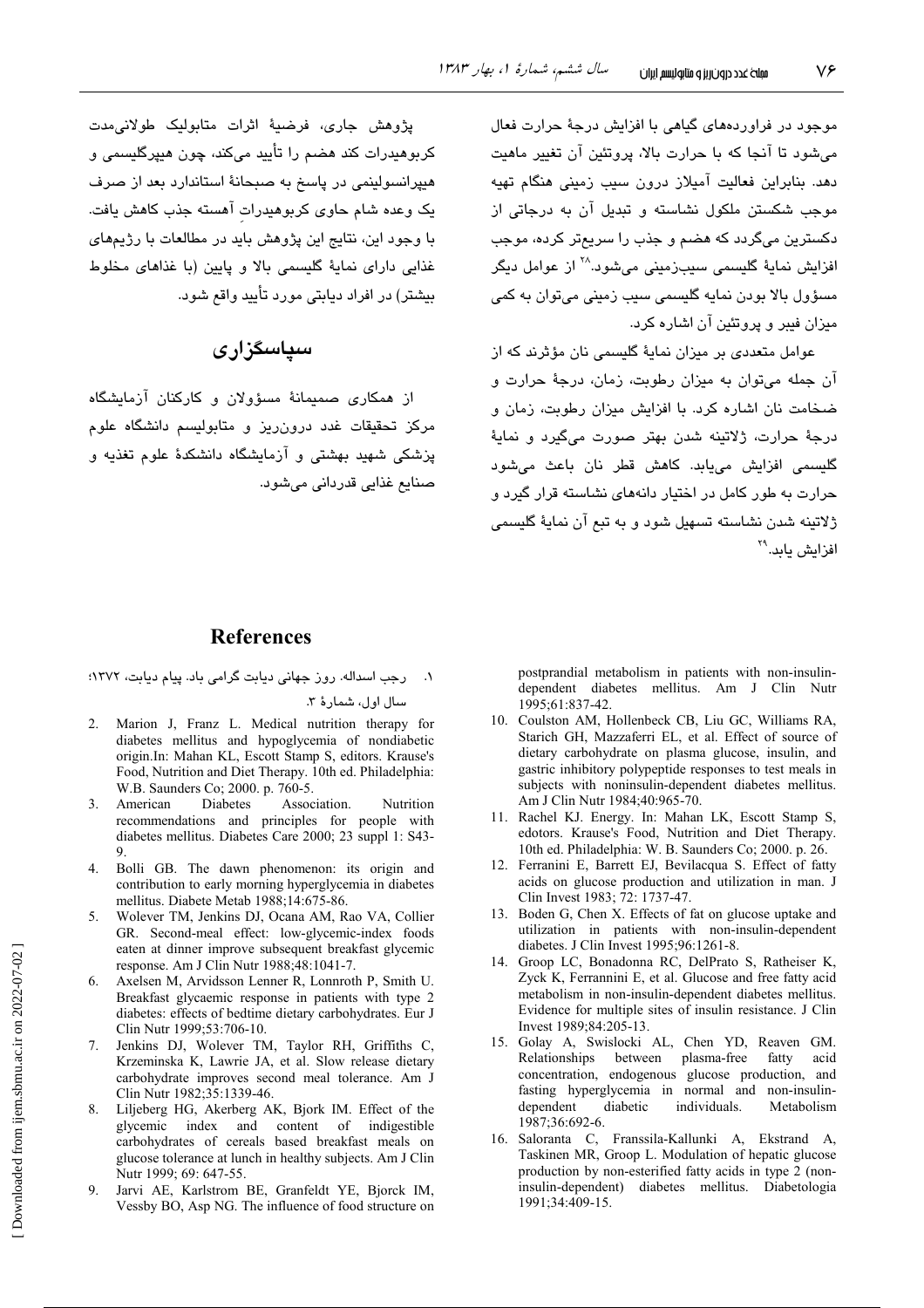موجود در فراورده‌های گیاهی با افزایش درجهٔ حرارت فعال می‌شود تا آنجا که با حرارت بالا، پروتئین آن تغییر ماهیت دهد. بنابراین فعالیت آمیلاز درون سیب زمینی هنگام تهیه موجب شکستن ملکول نشاسته و تبدیل آن به درجاتی از دکسترین می‌گردد که هضم و جذب را سریع‌تر کرده، موجب افزایش نمایهٔ گلیسمی سیب‌زمینی می‌شود.[28] از عوامل دیگر مسؤول بالا بودن نمایه گلیسمی سیب زمینی می‌توان به کمی میزان فیبر و پروتئین آن اشاره کرد.

عوامل متعددی بر میزان نمایهٔ گلیسمی نان مؤثرند که از آن جمله می‌توان به میزان رطوبت، زمان، درجهٔ حرارت و ضخامت نان اشاره کرد. با افزایش میزان رطوبت، زمان و درجهٔ حرارت، ژلاتینه شدن بهتر صورت می‌گیرد و نمایهٔ گلیسمی افزایش می‌یابد. کاهش قطر نان باعث می‌شود حرارت به طور کامل در اختیار دانه‌های نشاسته قرار گیرد و ژلاتینه شدن نشاسته تسهیل شود و به تبع آن نمایهٔ گلیسمی افزایش یابد.[29]

پژوهش جاری، فرضیهٔ اثرات متابولیک طولانی‌مدت کربوهیدرات کند هضم را تأیید می‌کند، چون هیپرگلیسمی و هیپرانسولینمی در پاسخ به صبحانهٔ استاندارد بعد از صرف یک وعده شام حاوی کربوهیدراتِ آهسته جذب کاهش یافت. با وجود این، نتایج این پژوهش باید در مطالعات با رژیم‌های غذایی دارای نمایهٔ گلیسمی بالا و پایین (با غذاهای مخلوط بیشتر) در افراد دیابتی مورد تأیید واقع شود.

## سپاسگزاری

از همکاری صمیمانهٔ مسؤولان و کارکنان آزمایشگاه مرکز تحقیقات غدد درون‌ریز و متابولیسم دانشگاه علوم پزشکی شهید بهشتی و آزمایشگاه دانشکدهٔ علوم تغذیه و صنایع غذایی قدردانی می‌شود.

## References

1. رجب اسداله. روز جهانی دیابت گرامی باد. پیام دیابت، ۱۳۷۲؛ سال اول، شمارهٔ ۳.
2. Marion J, Franz L. Medical nutrition therapy for diabetes mellitus and hypoglycemia of nondiabetic origin.In: Mahan KL, Escott Stamp S, editors. Krause's Food, Nutrition and Diet Therapy. 10th ed. Philadelphia: W.B. Saunders Co; 2000. p. 760-5.
3. American Diabetes Association. Nutrition recommendations and principles for people with diabetes mellitus. Diabetes Care 2000; 23 suppl 1: S43-9.
4. Bolli GB. The dawn phenomenon: its origin and contribution to early morning hyperglycemia in diabetes mellitus. Diabete Metab 1988;14:675-86.
5. Wolever TM, Jenkins DJ, Ocana AM, Rao VA, Collier GR. Second-meal effect: low-glycemic-index foods eaten at dinner improve subsequent breakfast glycemic response. Am J Clin Nutr 1988;48:1041-7.
6. Axelsen M, Arvidsson Lenner R, Lonnroth P, Smith U. Breakfast glycaemic response in patients with type 2 diabetes: effects of bedtime dietary carbohydrates. Eur J Clin Nutr 1999;53:706-10.
7. Jenkins DJ, Wolever TM, Taylor RH, Griffiths C, Krzeminska K, Lawrie JA, et al. Slow release dietary carbohydrate improves second meal tolerance. Am J Clin Nutr 1982;35:1339-46.
8. Liljeberg HG, Akerberg AK, Bjork IM. Effect of the glycemic index and content of indigestible carbohydrates of cereals based breakfast meals on glucose tolerance at lunch in healthy subjects. Am J Clin Nutr 1999; 69: 647-55.
9. Jarvi AE, Karlstrom BE, Granfeldt YE, Bjorck IM, Vessby BO, Asp NG. The influence of food structure on postprandial metabolism in patients with non-insulin-dependent diabetes mellitus. Am J Clin Nutr 1995;61:837-42.
10. Coulston AM, Hollenbeck CB, Liu GC, Williams RA, Starich GH, Mazzaferri EL, et al. Effect of source of dietary carbohydrate on plasma glucose, insulin, and gastric inhibitory polypeptide responses to test meals in subjects with noninsulin-dependent diabetes mellitus. Am J Clin Nutr 1984;40:965-70.
11. Rachel KJ. Energy. In: Mahan LK, Escott Stamp S, edotors. Krause's Food, Nutrition and Diet Therapy. 10th ed. Philadelphia: W. B. Saunders Co; 2000. p. 26.
12. Ferranini E, Barrett EJ, Bevilacqua S. Effect of fatty acids on glucose production and utilization in man. J Clin Invest 1983; 72: 1737-47.
13. Boden G, Chen X. Effects of fat on glucose uptake and utilization in patients with non-insulin-dependent diabetes. J Clin Invest 1995;96:1261-8.
14. Groop LC, Bonadonna RC, DelPrato S, Ratheiser K, Zyck K, Ferrannini E, et al. Glucose and free fatty acid metabolism in non-insulin-dependent diabetes mellitus. Evidence for multiple sites of insulin resistance. J Clin Invest 1989;84:205-13.
15. Golay A, Swislocki AL, Chen YD, Reaven GM. Relationships between plasma-free fatty acid concentration, endogenous glucose production, and fasting hyperglycemia in normal and non-insulin-dependent diabetic individuals. Metabolism 1987;36:692-6.
16. Saloranta C, Franssila-Kallunki A, Ekstrand A, Taskinen MR, Groop L. Modulation of hepatic glucose production by non-esterified fatty acids in type 2 (non-insulin-dependent) diabetes mellitus. Diabetologia 1991;34:409-15.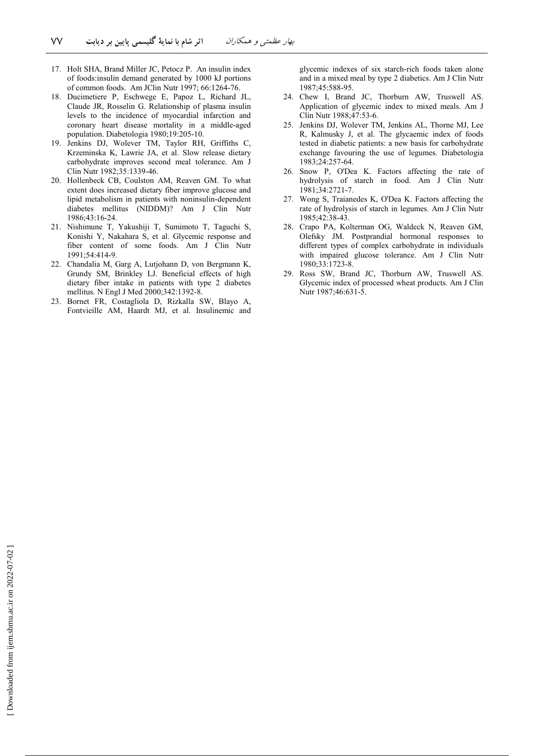17. Holt SHA, Brand Miller JC, Petocz P. An insulin index of foods:insulin demand generated by 1000 kJ portions of common foods. Am JClin Nutr 1997; 66:1264-76.
18. Ducimetiere P, Eschwege E, Papoz L, Richard JL, Claude JR, Rosselin G. Relationship of plasma insulin levels to the incidence of myocardial infarction and coronary heart disease mortality in a middle-aged population. Diabetologia 1980;19:205-10.
19. Jenkins DJ, Wolever TM, Taylor RH, Griffiths C, Krzeminska K, Lawrie JA, et al. Slow release dietary carbohydrate improves second meal tolerance. Am J Clin Nutr 1982;35:1339-46.
20. Hollenbeck CB, Coulston AM, Reaven GM. To what extent does increased dietary fiber improve glucose and lipid metabolism in patients with noninsulin-dependent diabetes mellitus (NIDDM)? Am J Clin Nutr 1986;43:16-24.
21. Nishimune T, Yakushiji T, Sumimoto T, Taguchi S, Konishi Y, Nakahara S, et al. Glycemic response and fiber content of some foods. Am J Clin Nutr 1991;54:414-9.
22. Chandalia M, Garg A, Lutjohann D, von Bergmann K, Grundy SM, Brinkley LJ. Beneficial effects of high dietary fiber intake in patients with type 2 diabetes mellitus. N Engl J Med 2000;342:1392-8.
23. Bornet FR, Costagliola D, Rizkalla SW, Blayo A, Fontvieille AM, Haardt MJ, et al. Insulinemic and glycemic indexes of six starch-rich foods taken alone and in a mixed meal by type 2 diabetics. Am J Clin Nutr 1987;45:588-95.
24. Chew I, Brand JC, Thorburn AW, Truswell AS. Application of glycemic index to mixed meals. Am J Clin Nutr 1988;47:53-6.
25. Jenkins DJ, Wolever TM, Jenkins AL, Thorne MJ, Lee R, Kalmusky J, et al. The glycaemic index of foods tested in diabetic patients: a new basis for carbohydrate exchange favouring the use of legumes. Diabetologia 1983;24:257-64.
26. Snow P, O'Dea K. Factors affecting the rate of hydrolysis of starch in food. Am J Clin Nutr 1981;34:2721-7.
27. Wong S, Traianedes K, O'Dea K. Factors affecting the rate of hydrolysis of starch in legumes. Am J Clin Nutr 1985;42:38-43.
28. Crapo PA, Kolterman OG, Waldeck N, Reaven GM, Olefsky JM. Postprandial hormonal responses to different types of complex carbohydrate in individuals with impaired glucose tolerance. Am J Clin Nutr 1980;33:1723-8.
29. Ross SW, Brand JC, Thorburn AW, Truswell AS. Glycemic index of processed wheat products. Am J Clin Nutr 1987;46:631-5.